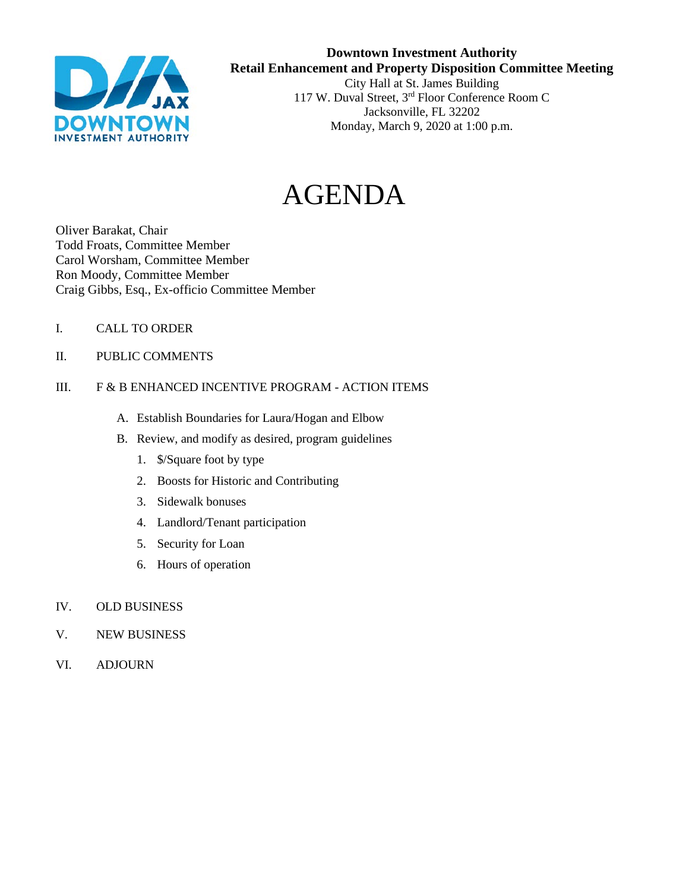**Downtown Investment Authority**
**Retail Enhancement and Property Disposition Committee Meeting**
City Hall at St. James Building
117 W. Duval Street, 3rd Floor Conference Room C
Jacksonville, FL 32202
Monday, March 9, 2020 at 1:00 p.m.

# AGENDA

Oliver Barakat, Chair
Todd Froats, Committee Member
Carol Worsham, Committee Member
Ron Moody, Committee Member
Craig Gibbs, Esq., Ex-officio Committee Member

I. CALL TO ORDER

II. PUBLIC COMMENTS

III. F & B ENHANCED INCENTIVE PROGRAM - ACTION ITEMS

   A. Establish Boundaries for Laura/Hogan and Elbow
   B. Review, and modify as desired, program guidelines
      1. $/Square foot by type
      2. Boosts for Historic and Contributing
      3. Sidewalk bonuses
      4. Landlord/Tenant participation
      5. Security for Loan
      6. Hours of operation

IV. OLD BUSINESS

V. NEW BUSINESS

VI. ADJOURN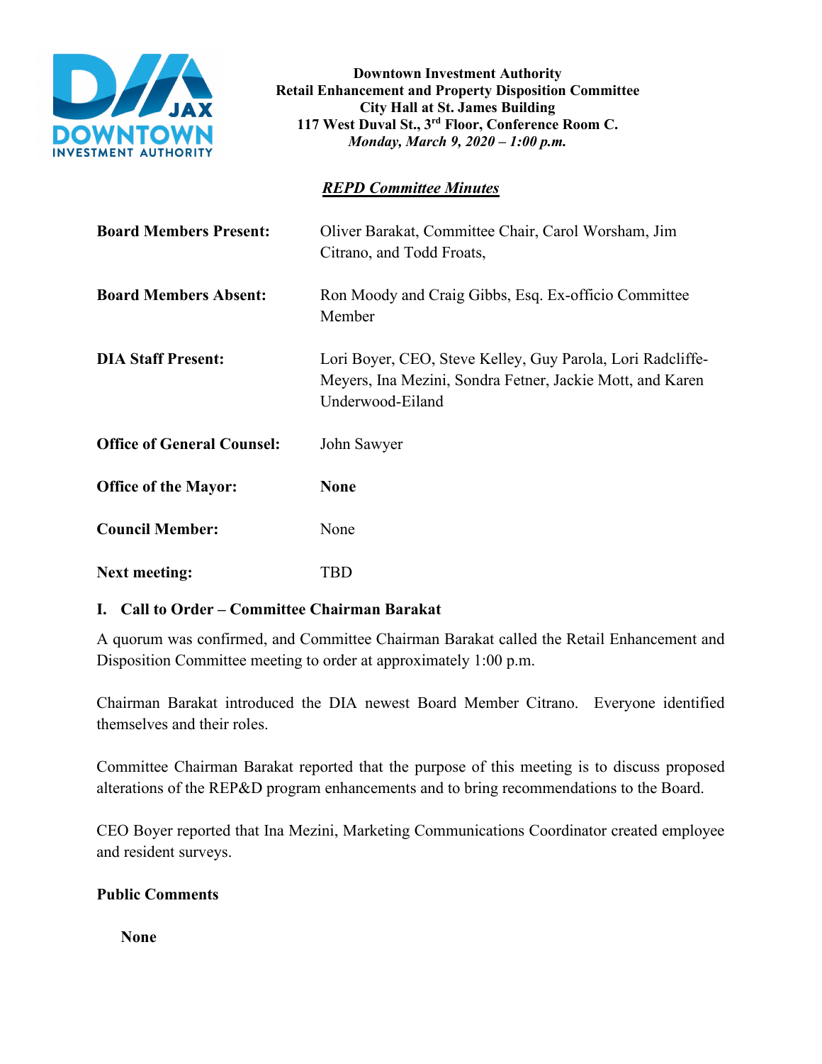**Downtown Investment Authority**
**Retail Enhancement and Property Disposition Committee**
**City Hall at St. James Building**
**117 West Duval St., 3rd Floor, Conference Room C.**
***Monday, March 9, 2020 – 1:00 p.m.***

***REPD Committee Minutes***

| | |
|---|---|
| **Board Members Present:** | Oliver Barakat, Committee Chair, Carol Worsham, Jim Citrano, and Todd Froats, |
| **Board Members Absent:** | Ron Moody and Craig Gibbs, Esq. Ex-officio Committee Member |
| **DIA Staff Present:** | Lori Boyer, CEO, Steve Kelley, Guy Parola, Lori Radcliffe-Meyers, Ina Mezini, Sondra Fetner, Jackie Mott, and Karen Underwood-Eiland |
| **Office of General Counsel:** | John Sawyer |
| **Office of the Mayor:** | **None** |
| **Council Member:** | None |
| **Next meeting:** | TBD |

## I. Call to Order – Committee Chairman Barakat

A quorum was confirmed, and Committee Chairman Barakat called the Retail Enhancement and Disposition Committee meeting to order at approximately 1:00 p.m.

Chairman Barakat introduced the DIA newest Board Member Citrano. Everyone identified themselves and their roles.

Committee Chairman Barakat reported that the purpose of this meeting is to discuss proposed alterations of the REP&D program enhancements and to bring recommendations to the Board.

CEO Boyer reported that Ina Mezini, Marketing Communications Coordinator created employee and resident surveys.

**Public Comments**

**None**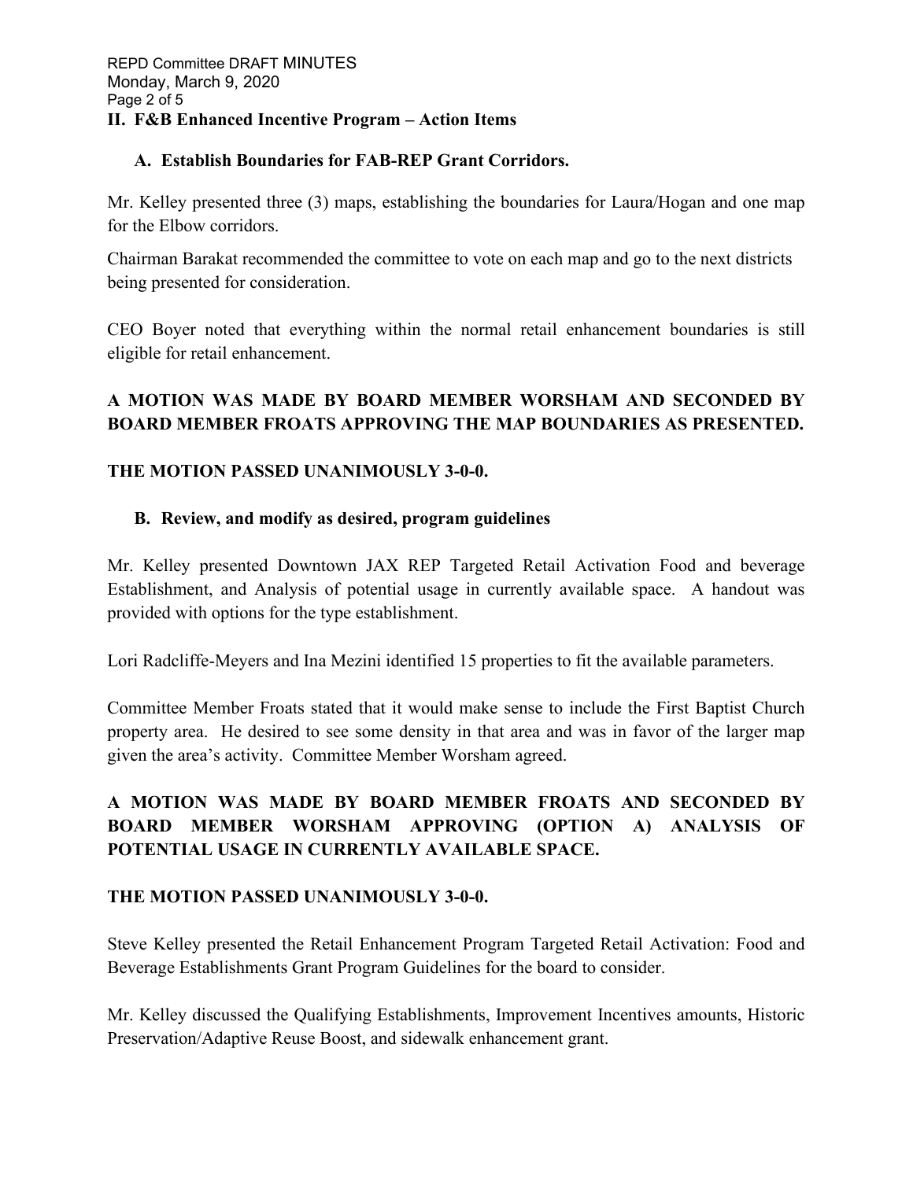## II. F&B Enhanced Incentive Program – Action Items

### A. Establish Boundaries for FAB-REP Grant Corridors.

Mr. Kelley presented three (3) maps, establishing the boundaries for Laura/Hogan and one map for the Elbow corridors.

Chairman Barakat recommended the committee to vote on each map and go to the next districts being presented for consideration.

CEO Boyer noted that everything within the normal retail enhancement boundaries is still eligible for retail enhancement.

**A MOTION WAS MADE BY BOARD MEMBER WORSHAM AND SECONDED BY BOARD MEMBER FROATS APPROVING THE MAP BOUNDARIES AS PRESENTED.**

**THE MOTION PASSED UNANIMOUSLY 3-0-0.**

### B. Review, and modify as desired, program guidelines

Mr. Kelley presented Downtown JAX REP Targeted Retail Activation Food and beverage Establishment, and Analysis of potential usage in currently available space. A handout was provided with options for the type establishment.

Lori Radcliffe-Meyers and Ina Mezini identified 15 properties to fit the available parameters.

Committee Member Froats stated that it would make sense to include the First Baptist Church property area. He desired to see some density in that area and was in favor of the larger map given the area's activity. Committee Member Worsham agreed.

**A MOTION WAS MADE BY BOARD MEMBER FROATS AND SECONDED BY BOARD MEMBER WORSHAM APPROVING (OPTION A) ANALYSIS OF POTENTIAL USAGE IN CURRENTLY AVAILABLE SPACE.**

**THE MOTION PASSED UNANIMOUSLY 3-0-0.**

Steve Kelley presented the Retail Enhancement Program Targeted Retail Activation: Food and Beverage Establishments Grant Program Guidelines for the board to consider.

Mr. Kelley discussed the Qualifying Establishments, Improvement Incentives amounts, Historic Preservation/Adaptive Reuse Boost, and sidewalk enhancement grant.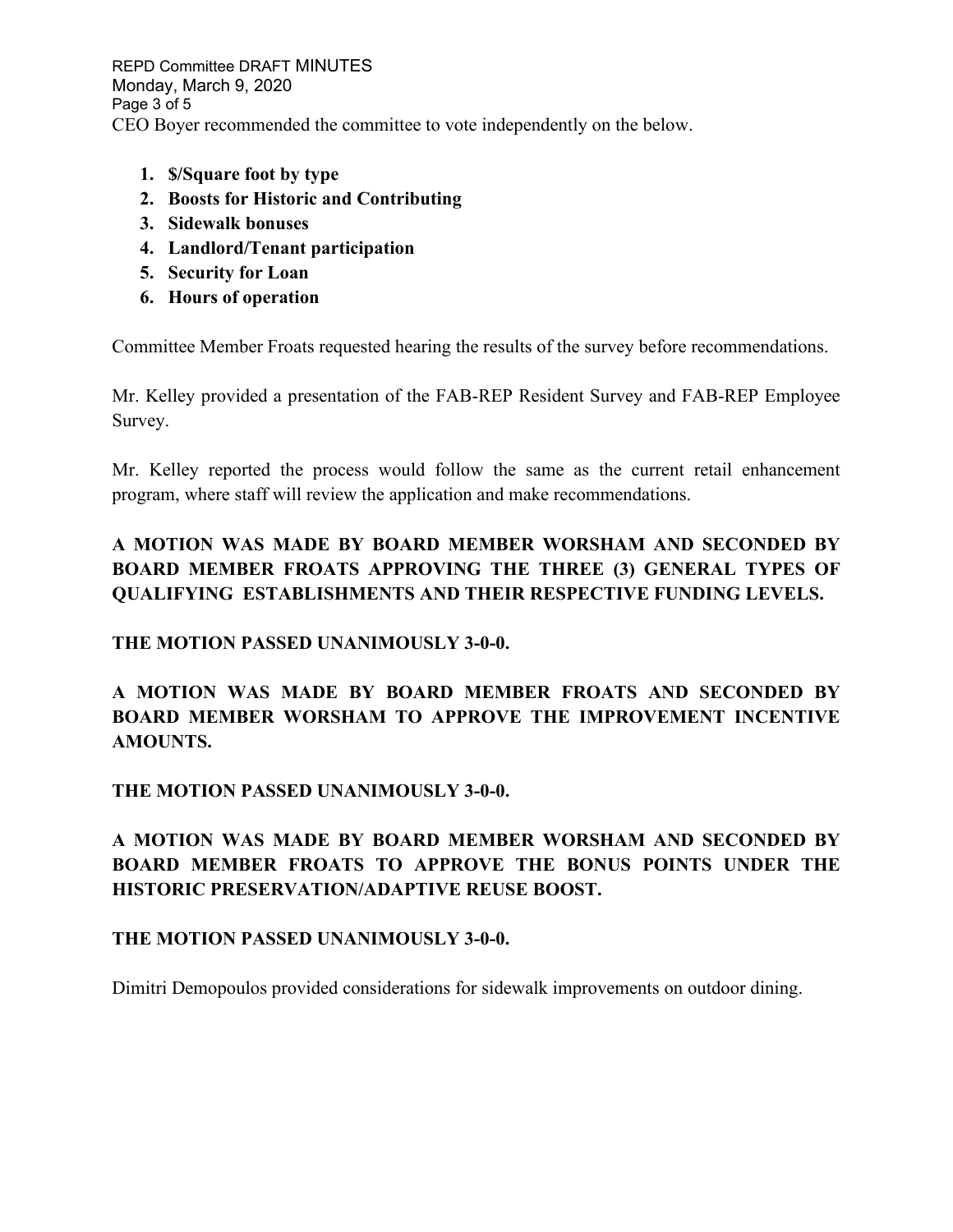CEO Boyer recommended the committee to vote independently on the below.

1. **$/Square foot by type**
2. **Boosts for Historic and Contributing**
3. **Sidewalk bonuses**
4. **Landlord/Tenant participation**
5. **Security for Loan**
6. **Hours of operation**

Committee Member Froats requested hearing the results of the survey before recommendations.

Mr. Kelley provided a presentation of the FAB-REP Resident Survey and FAB-REP Employee Survey.

Mr. Kelley reported the process would follow the same as the current retail enhancement program, where staff will review the application and make recommendations.

**A MOTION WAS MADE BY BOARD MEMBER WORSHAM AND SECONDED BY BOARD MEMBER FROATS APPROVING THE THREE (3) GENERAL TYPES OF QUALIFYING ESTABLISHMENTS AND THEIR RESPECTIVE FUNDING LEVELS.**

**THE MOTION PASSED UNANIMOUSLY 3-0-0.**

**A MOTION WAS MADE BY BOARD MEMBER FROATS AND SECONDED BY BOARD MEMBER WORSHAM TO APPROVE THE IMPROVEMENT INCENTIVE AMOUNTS.**

**THE MOTION PASSED UNANIMOUSLY 3-0-0.**

**A MOTION WAS MADE BY BOARD MEMBER WORSHAM AND SECONDED BY BOARD MEMBER FROATS TO APPROVE THE BONUS POINTS UNDER THE HISTORIC PRESERVATION/ADAPTIVE REUSE BOOST.**

**THE MOTION PASSED UNANIMOUSLY 3-0-0.**

Dimitri Demopoulos provided considerations for sidewalk improvements on outdoor dining.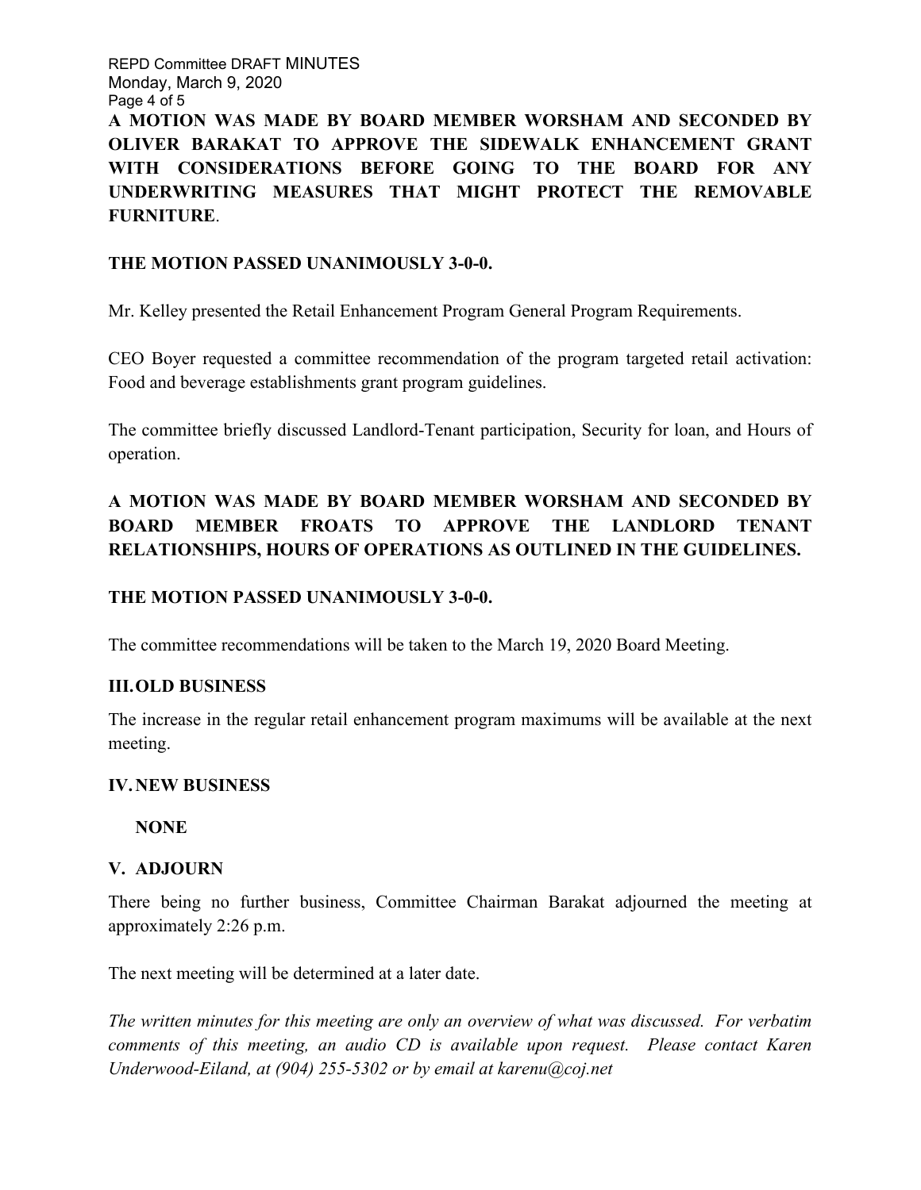**A MOTION WAS MADE BY BOARD MEMBER WORSHAM AND SECONDED BY OLIVER BARAKAT TO APPROVE THE SIDEWALK ENHANCEMENT GRANT WITH CONSIDERATIONS BEFORE GOING TO THE BOARD FOR ANY UNDERWRITING MEASURES THAT MIGHT PROTECT THE REMOVABLE FURNITURE**.

**THE MOTION PASSED UNANIMOUSLY 3-0-0.**

Mr. Kelley presented the Retail Enhancement Program General Program Requirements.

CEO Boyer requested a committee recommendation of the program targeted retail activation: Food and beverage establishments grant program guidelines.

The committee briefly discussed Landlord-Tenant participation, Security for loan, and Hours of operation.

**A MOTION WAS MADE BY BOARD MEMBER WORSHAM AND SECONDED BY BOARD MEMBER FROATS TO APPROVE THE LANDLORD TENANT RELATIONSHIPS, HOURS OF OPERATIONS AS OUTLINED IN THE GUIDELINES.**

**THE MOTION PASSED UNANIMOUSLY 3-0-0.**

The committee recommendations will be taken to the March 19, 2020 Board Meeting.

## III. OLD BUSINESS

The increase in the regular retail enhancement program maximums will be available at the next meeting.

## IV. NEW BUSINESS

**NONE**

## V. ADJOURN

There being no further business, Committee Chairman Barakat adjourned the meeting at approximately 2:26 p.m.

The next meeting will be determined at a later date.

*The written minutes for this meeting are only an overview of what was discussed. For verbatim comments of this meeting, an audio CD is available upon request. Please contact Karen Underwood-Eiland, at (904) 255-5302 or by email at karenu@coj.net*